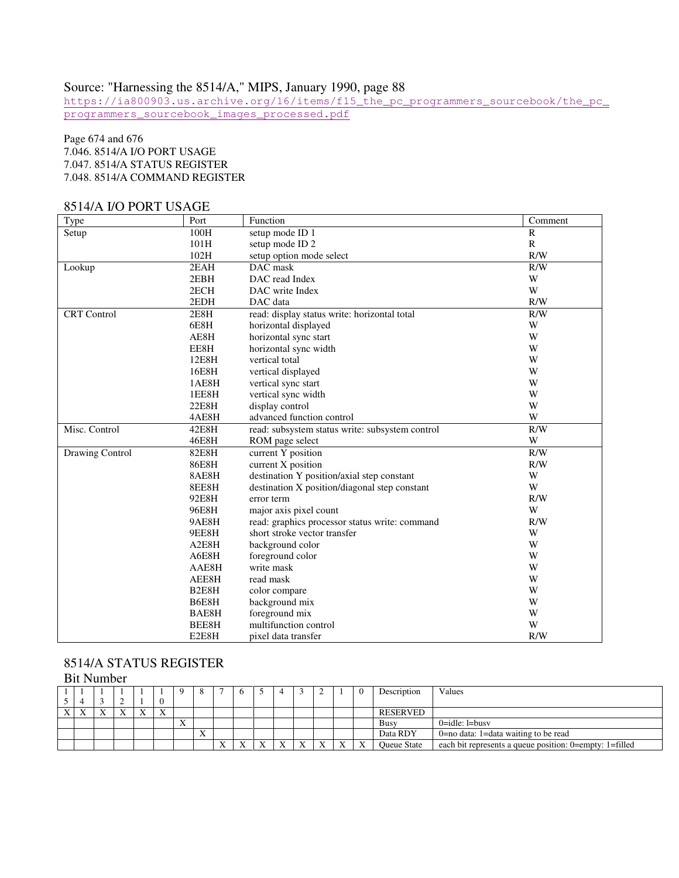Source: "Harnessing the 8514/A," MIPS, January 1990, page 88

https://ia800903.us.archive.org/16/items/f15_the_pc_programmers_sourcebook/the_pc_programmers_sourcebook_images_processed.pdf

Page 674 and 676
7.046. 8514/A I/O PORT USAGE
7.047. 8514/A STATUS REGISTER
7.048. 8514/A COMMAND REGISTER

## 8514/A I/O PORT USAGE

| Type | Port | Function | Comment |
|---|---|---|---|
| Setup | 100H | setup mode ID 1 | R |
| | 101H | setup mode ID 2 | R |
| | 102H | setup option mode select | R/W |
| Lookup | 2EAH | DAC mask | R/W |
| | 2EBH | DAC read Index | W |
| | 2ECH | DAC write Index | W |
| | 2EDH | DAC data | R/W |
| CRT Control | 2E8H | read: display status write: horizontal total | R/W |
| | 6E8H | horizontal displayed | W |
| | AE8H | horizontal sync start | W |
| | EE8H | horizontal sync width | W |
| | 12E8H | vertical total | W |
| | 16E8H | vertical displayed | W |
| | 1AE8H | vertical sync start | W |
| | 1EE8H | vertical sync width | W |
| | 22E8H | display control | W |
| | 4AE8H | advanced function control | W |
| Misc. Control | 42E8H | read: subsystem status write: subsystem control | R/W |
| | 46E8H | ROM page select | W |
| Drawing Control | 82E8H | current Y position | R/W |
| | 86E8H | current X position | R/W |
| | 8AE8H | destination Y position/axial step constant | W |
| | 8EE8H | destination X position/diagonal step constant | W |
| | 92E8H | error term | R/W |
| | 96E8H | major axis pixel count | W |
| | 9AE8H | read: graphics processor status write: command | R/W |
| | 9EE8H | short stroke vector transfer | W |
| | A2E8H | background color | W |
| | A6E8H | foreground color | W |
| | AAE8H | write mask | W |
| | AEE8H | read mask | W |
| | B2E8H | color compare | W |
| | B6E8H | background mix | W |
| | BAE8H | foreground mix | W |
| | BEE8H | multifunction control | W |
| | E2E8H | pixel data transfer | R/W |

## 8514/A STATUS REGISTER

Bit Number

| 15 | 14 | 13 | 12 | 11 | 10 | 9 | 8 | 7 | 6 | 5 | 4 | 3 | 2 | 1 | 0 | Description | Values |
|---|---|---|---|---|---|---|---|---|---|---|---|---|---|---|---|---|---|
| X | X | X | X | X | X | | | | | | | | | | | RESERVED | |
| | | | | | | X | | | | | | | | | | Busy | 0=idle: l=busv |
| | | | | | | | X | | | | | | | | | Data RDY | 0=no data: 1=data waiting to be read |
| | | | | | | | | X | X | X | X | X | X | X | X | Queue State | each bit represents a queue position: 0=empty: 1=filled |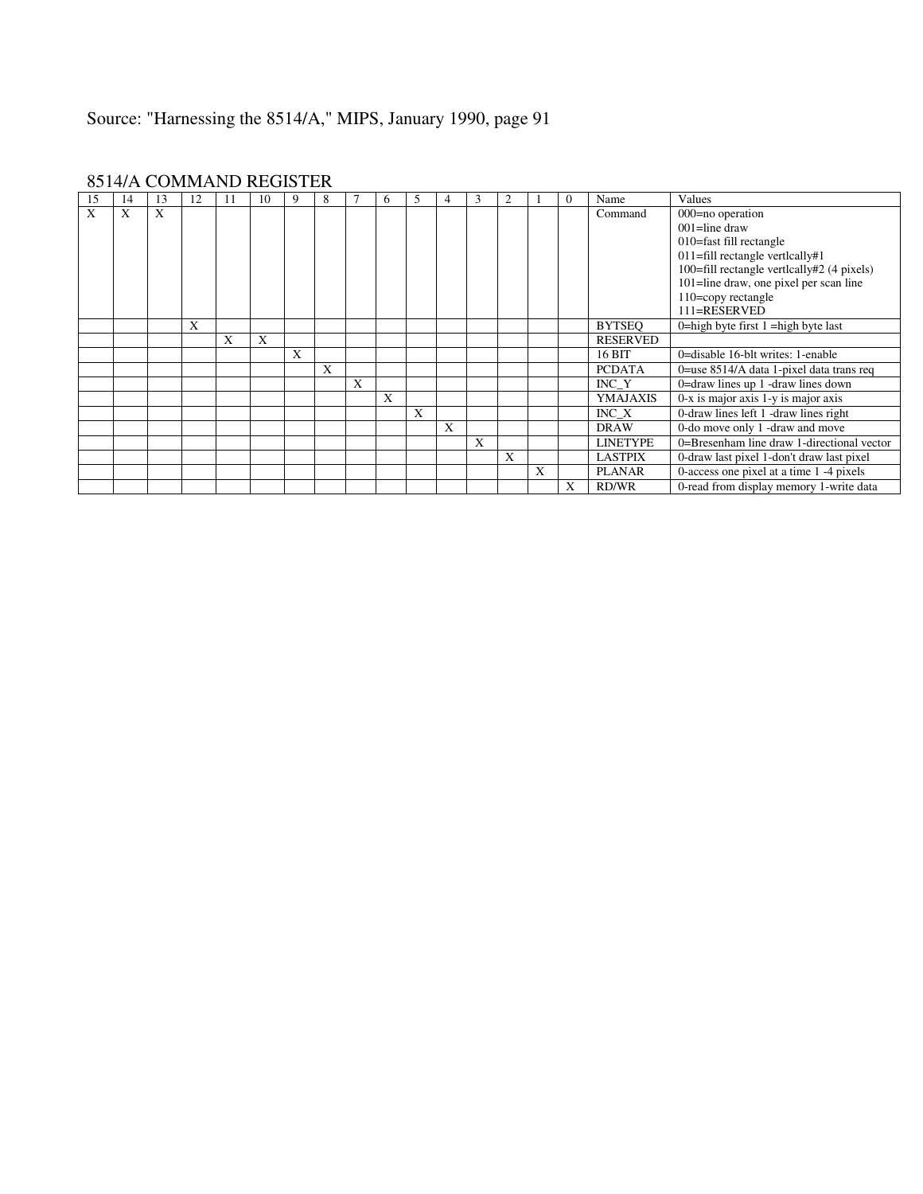Source: "Harnessing the 8514/A," MIPS, January 1990, page 91

8514/A COMMAND REGISTER

| 15 | 14 | 13 | 12 | 11 | 10 | 9 | 8 | 7 | 6 | 5 | 4 | 3 | 2 | 1 | 0 | Name | Values |
|---|---|---|---|---|---|---|---|---|---|---|---|---|---|---|---|---|---|
| X | X | X | | | | | | | | | | | | | | Command | 000=no operation<br>001=line draw<br>010=fast fill rectangle<br>011=fill rectangle vertlcally#1<br>100=fill rectangle vertlcally#2 (4 pixels)<br>101=line draw, one pixel per scan line<br>110=copy rectangle<br>111=RESERVED |
| | | | X | | | | | | | | | | | | | BYTSEQ | 0=high byte first 1 =high byte last |
| | | | | X | X | | | | | | | | | | | RESERVED | |
| | | | | | | X | | | | | | | | | | 16 BIT | 0=disable 16-blt writes: 1-enable |
| | | | | | | | X | | | | | | | | | PCDATA | 0=use 8514/A data 1-pixel data trans req |
| | | | | | | | | X | | | | | | | | INC_Y | 0=draw lines up 1 -draw lines down |
| | | | | | | | | | X | | | | | | | YMAJAXIS | 0-x is major axis 1-y is major axis |
| | | | | | | | | | | X | | | | | | INC_X | 0-draw lines left 1 -draw lines right |
| | | | | | | | | | | | X | | | | | DRAW | 0-do move only 1 -draw and move |
| | | | | | | | | | | | | X | | | | LINETYPE | 0=Bresenham line draw 1-directional vector |
| | | | | | | | | | | | | | X | | | LASTPIX | 0-draw last pixel 1-don't draw last pixel |
| | | | | | | | | | | | | | | X | | PLANAR | 0-access one pixel at a time 1 -4 pixels |
| | | | | | | | | | | | | | | | X | RD/WR | 0-read from display memory 1-write data |